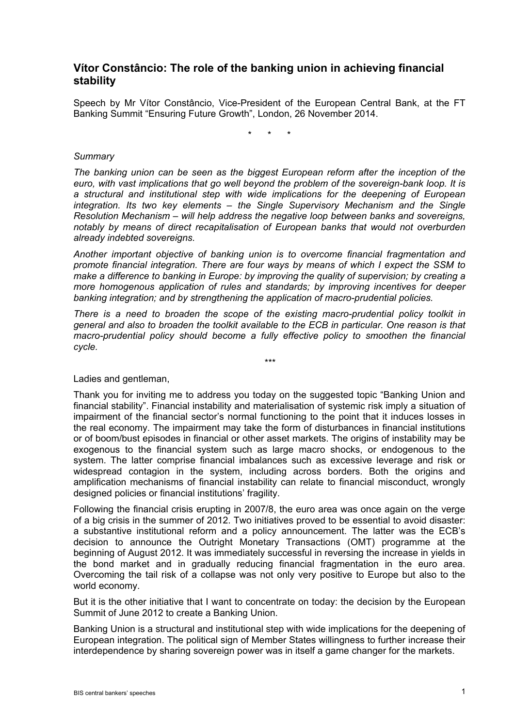# Vítor Constâncio: The role of the banking union in achieving financial stability

Speech by Mr Vítor Constâncio, Vice-President of the European Central Bank, at the FT Banking Summit "Ensuring Future Growth", London, 26 November 2014.

\*   \*   \*

*Summary*

*The banking union can be seen as the biggest European reform after the inception of the euro, with vast implications that go well beyond the problem of the sovereign-bank loop. It is a structural and institutional step with wide implications for the deepening of European integration. Its two key elements – the Single Supervisory Mechanism and the Single Resolution Mechanism – will help address the negative loop between banks and sovereigns, notably by means of direct recapitalisation of European banks that would not overburden already indebted sovereigns.*

*Another important objective of banking union is to overcome financial fragmentation and promote financial integration. There are four ways by means of which I expect the SSM to make a difference to banking in Europe: by improving the quality of supervision; by creating a more homogenous application of rules and standards; by improving incentives for deeper banking integration; and by strengthening the application of macro-prudential policies.*

*There is a need to broaden the scope of the existing macro-prudential policy toolkit in general and also to broaden the toolkit available to the ECB in particular. One reason is that macro-prudential policy should become a fully effective policy to smoothen the financial cycle.*

\*\*\*

Ladies and gentleman,

Thank you for inviting me to address you today on the suggested topic "Banking Union and financial stability". Financial instability and materialisation of systemic risk imply a situation of impairment of the financial sector's normal functioning to the point that it induces losses in the real economy. The impairment may take the form of disturbances in financial institutions or of boom/bust episodes in financial or other asset markets. The origins of instability may be exogenous to the financial system such as large macro shocks, or endogenous to the system. The latter comprise financial imbalances such as excessive leverage and risk or widespread contagion in the system, including across borders. Both the origins and amplification mechanisms of financial instability can relate to financial misconduct, wrongly designed policies or financial institutions' fragility.

Following the financial crisis erupting in 2007/8, the euro area was once again on the verge of a big crisis in the summer of 2012. Two initiatives proved to be essential to avoid disaster: a substantive institutional reform and a policy announcement. The latter was the ECB's decision to announce the Outright Monetary Transactions (OMT) programme at the beginning of August 2012. It was immediately successful in reversing the increase in yields in the bond market and in gradually reducing financial fragmentation in the euro area. Overcoming the tail risk of a collapse was not only very positive to Europe but also to the world economy.

But it is the other initiative that I want to concentrate on today: the decision by the European Summit of June 2012 to create a Banking Union.

Banking Union is a structural and institutional step with wide implications for the deepening of European integration. The political sign of Member States willingness to further increase their interdependence by sharing sovereign power was in itself a game changer for the markets.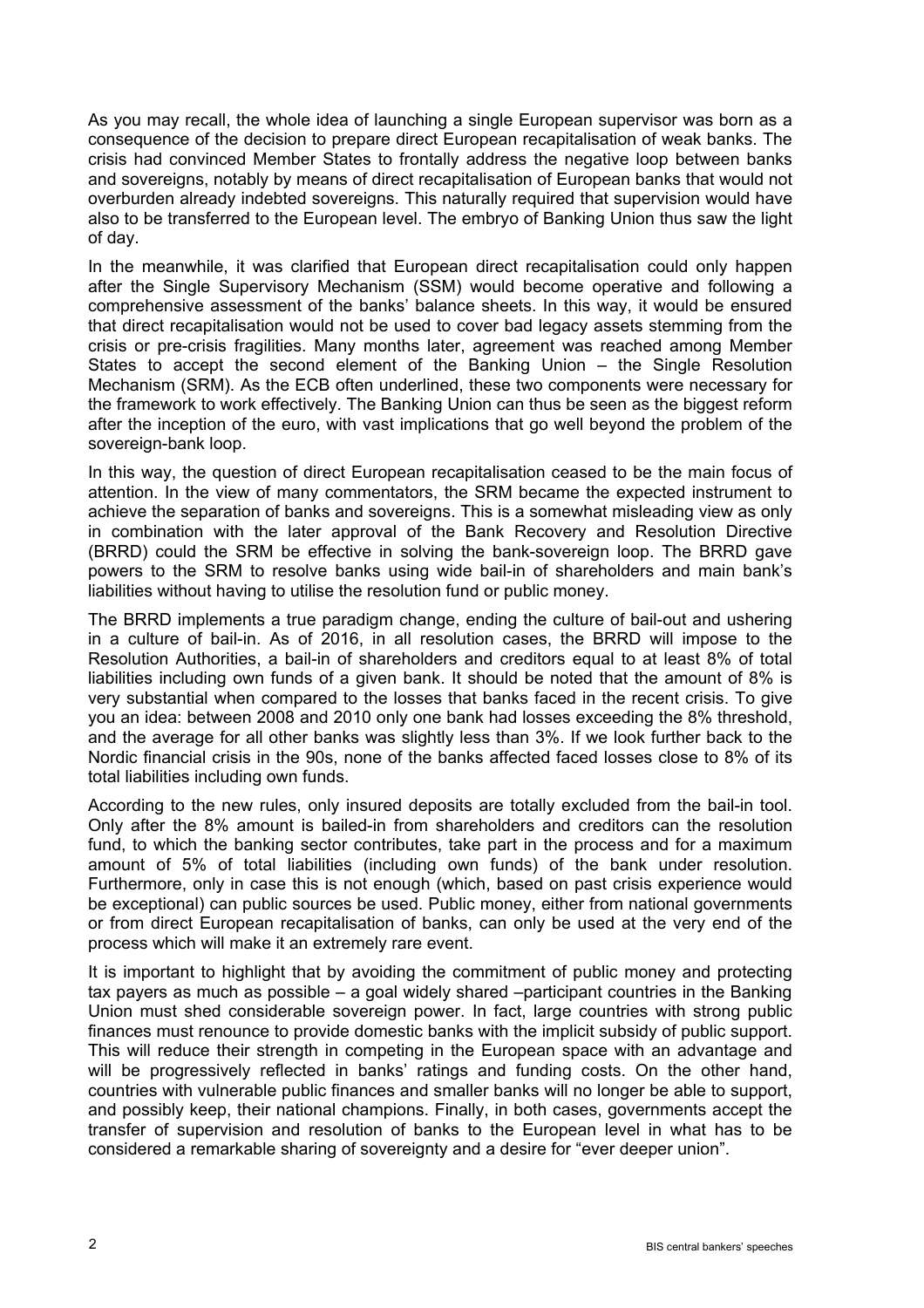As you may recall, the whole idea of launching a single European supervisor was born as a consequence of the decision to prepare direct European recapitalisation of weak banks. The crisis had convinced Member States to frontally address the negative loop between banks and sovereigns, notably by means of direct recapitalisation of European banks that would not overburden already indebted sovereigns. This naturally required that supervision would have also to be transferred to the European level. The embryo of Banking Union thus saw the light of day.

In the meanwhile, it was clarified that European direct recapitalisation could only happen after the Single Supervisory Mechanism (SSM) would become operative and following a comprehensive assessment of the banks' balance sheets. In this way, it would be ensured that direct recapitalisation would not be used to cover bad legacy assets stemming from the crisis or pre-crisis fragilities. Many months later, agreement was reached among Member States to accept the second element of the Banking Union – the Single Resolution Mechanism (SRM). As the ECB often underlined, these two components were necessary for the framework to work effectively. The Banking Union can thus be seen as the biggest reform after the inception of the euro, with vast implications that go well beyond the problem of the sovereign-bank loop.

In this way, the question of direct European recapitalisation ceased to be the main focus of attention. In the view of many commentators, the SRM became the expected instrument to achieve the separation of banks and sovereigns. This is a somewhat misleading view as only in combination with the later approval of the Bank Recovery and Resolution Directive (BRRD) could the SRM be effective in solving the bank-sovereign loop. The BRRD gave powers to the SRM to resolve banks using wide bail-in of shareholders and main bank's liabilities without having to utilise the resolution fund or public money.

The BRRD implements a true paradigm change, ending the culture of bail-out and ushering in a culture of bail-in. As of 2016, in all resolution cases, the BRRD will impose to the Resolution Authorities, a bail-in of shareholders and creditors equal to at least 8% of total liabilities including own funds of a given bank. It should be noted that the amount of 8% is very substantial when compared to the losses that banks faced in the recent crisis. To give you an idea: between 2008 and 2010 only one bank had losses exceeding the 8% threshold, and the average for all other banks was slightly less than 3%. If we look further back to the Nordic financial crisis in the 90s, none of the banks affected faced losses close to 8% of its total liabilities including own funds.

According to the new rules, only insured deposits are totally excluded from the bail-in tool. Only after the 8% amount is bailed-in from shareholders and creditors can the resolution fund, to which the banking sector contributes, take part in the process and for a maximum amount of 5% of total liabilities (including own funds) of the bank under resolution. Furthermore, only in case this is not enough (which, based on past crisis experience would be exceptional) can public sources be used. Public money, either from national governments or from direct European recapitalisation of banks, can only be used at the very end of the process which will make it an extremely rare event.

It is important to highlight that by avoiding the commitment of public money and protecting tax payers as much as possible – a goal widely shared –participant countries in the Banking Union must shed considerable sovereign power. In fact, large countries with strong public finances must renounce to provide domestic banks with the implicit subsidy of public support. This will reduce their strength in competing in the European space with an advantage and will be progressively reflected in banks' ratings and funding costs. On the other hand, countries with vulnerable public finances and smaller banks will no longer be able to support, and possibly keep, their national champions. Finally, in both cases, governments accept the transfer of supervision and resolution of banks to the European level in what has to be considered a remarkable sharing of sovereignty and a desire for "ever deeper union".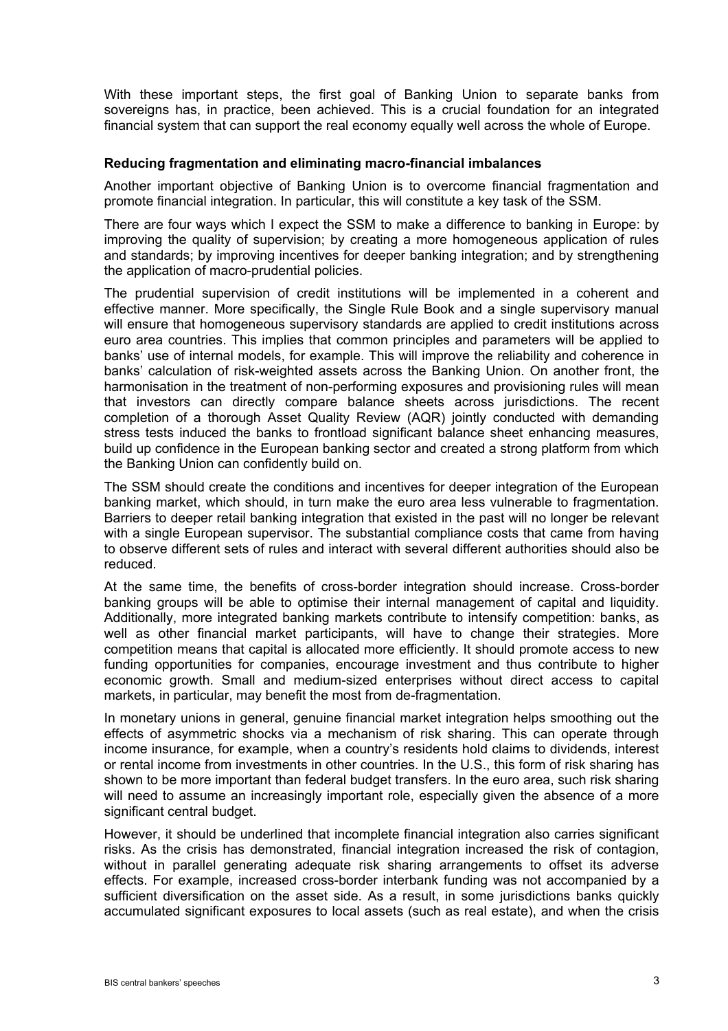With these important steps, the first goal of Banking Union to separate banks from sovereigns has, in practice, been achieved. This is a crucial foundation for an integrated financial system that can support the real economy equally well across the whole of Europe.

**Reducing fragmentation and eliminating macro-financial imbalances**

Another important objective of Banking Union is to overcome financial fragmentation and promote financial integration. In particular, this will constitute a key task of the SSM.

There are four ways which I expect the SSM to make a difference to banking in Europe: by improving the quality of supervision; by creating a more homogeneous application of rules and standards; by improving incentives for deeper banking integration; and by strengthening the application of macro-prudential policies.

The prudential supervision of credit institutions will be implemented in a coherent and effective manner. More specifically, the Single Rule Book and a single supervisory manual will ensure that homogeneous supervisory standards are applied to credit institutions across euro area countries. This implies that common principles and parameters will be applied to banks' use of internal models, for example. This will improve the reliability and coherence in banks' calculation of risk-weighted assets across the Banking Union. On another front, the harmonisation in the treatment of non-performing exposures and provisioning rules will mean that investors can directly compare balance sheets across jurisdictions. The recent completion of a thorough Asset Quality Review (AQR) jointly conducted with demanding stress tests induced the banks to frontload significant balance sheet enhancing measures, build up confidence in the European banking sector and created a strong platform from which the Banking Union can confidently build on.

The SSM should create the conditions and incentives for deeper integration of the European banking market, which should, in turn make the euro area less vulnerable to fragmentation. Barriers to deeper retail banking integration that existed in the past will no longer be relevant with a single European supervisor. The substantial compliance costs that came from having to observe different sets of rules and interact with several different authorities should also be reduced.

At the same time, the benefits of cross-border integration should increase. Cross-border banking groups will be able to optimise their internal management of capital and liquidity. Additionally, more integrated banking markets contribute to intensify competition: banks, as well as other financial market participants, will have to change their strategies. More competition means that capital is allocated more efficiently. It should promote access to new funding opportunities for companies, encourage investment and thus contribute to higher economic growth. Small and medium-sized enterprises without direct access to capital markets, in particular, may benefit the most from de-fragmentation.

In monetary unions in general, genuine financial market integration helps smoothing out the effects of asymmetric shocks via a mechanism of risk sharing. This can operate through income insurance, for example, when a country's residents hold claims to dividends, interest or rental income from investments in other countries. In the U.S., this form of risk sharing has shown to be more important than federal budget transfers. In the euro area, such risk sharing will need to assume an increasingly important role, especially given the absence of a more significant central budget.

However, it should be underlined that incomplete financial integration also carries significant risks. As the crisis has demonstrated, financial integration increased the risk of contagion, without in parallel generating adequate risk sharing arrangements to offset its adverse effects. For example, increased cross-border interbank funding was not accompanied by a sufficient diversification on the asset side. As a result, in some jurisdictions banks quickly accumulated significant exposures to local assets (such as real estate), and when the crisis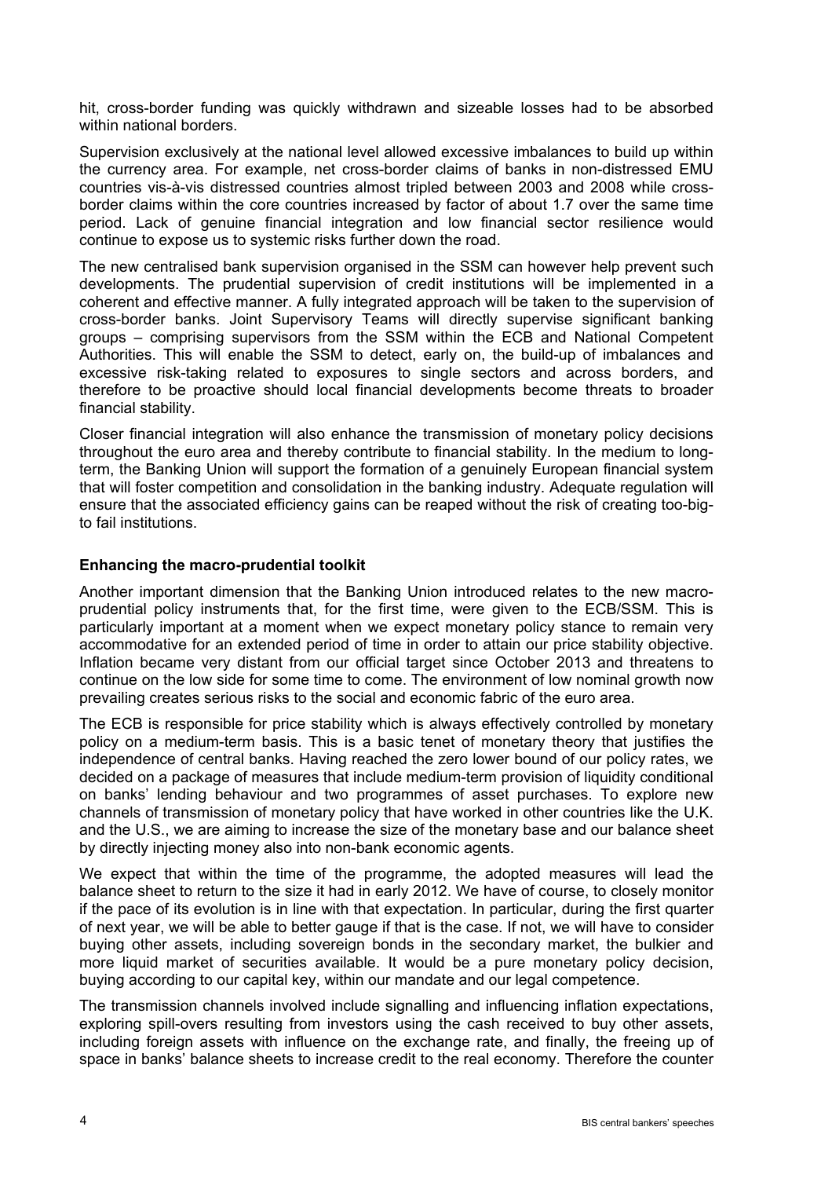hit, cross-border funding was quickly withdrawn and sizeable losses had to be absorbed within national borders.

Supervision exclusively at the national level allowed excessive imbalances to build up within the currency area. For example, net cross-border claims of banks in non-distressed EMU countries vis-à-vis distressed countries almost tripled between 2003 and 2008 while cross-border claims within the core countries increased by factor of about 1.7 over the same time period. Lack of genuine financial integration and low financial sector resilience would continue to expose us to systemic risks further down the road.

The new centralised bank supervision organised in the SSM can however help prevent such developments. The prudential supervision of credit institutions will be implemented in a coherent and effective manner. A fully integrated approach will be taken to the supervision of cross-border banks. Joint Supervisory Teams will directly supervise significant banking groups – comprising supervisors from the SSM within the ECB and National Competent Authorities. This will enable the SSM to detect, early on, the build-up of imbalances and excessive risk-taking related to exposures to single sectors and across borders, and therefore to be proactive should local financial developments become threats to broader financial stability.

Closer financial integration will also enhance the transmission of monetary policy decisions throughout the euro area and thereby contribute to financial stability. In the medium to long-term, the Banking Union will support the formation of a genuinely European financial system that will foster competition and consolidation in the banking industry. Adequate regulation will ensure that the associated efficiency gains can be reaped without the risk of creating too-big-to fail institutions.

### Enhancing the macro-prudential toolkit

Another important dimension that the Banking Union introduced relates to the new macro-prudential policy instruments that, for the first time, were given to the ECB/SSM. This is particularly important at a moment when we expect monetary policy stance to remain very accommodative for an extended period of time in order to attain our price stability objective. Inflation became very distant from our official target since October 2013 and threatens to continue on the low side for some time to come. The environment of low nominal growth now prevailing creates serious risks to the social and economic fabric of the euro area.

The ECB is responsible for price stability which is always effectively controlled by monetary policy on a medium-term basis. This is a basic tenet of monetary theory that justifies the independence of central banks. Having reached the zero lower bound of our policy rates, we decided on a package of measures that include medium-term provision of liquidity conditional on banks' lending behaviour and two programmes of asset purchases. To explore new channels of transmission of monetary policy that have worked in other countries like the U.K. and the U.S., we are aiming to increase the size of the monetary base and our balance sheet by directly injecting money also into non-bank economic agents.

We expect that within the time of the programme, the adopted measures will lead the balance sheet to return to the size it had in early 2012. We have of course, to closely monitor if the pace of its evolution is in line with that expectation. In particular, during the first quarter of next year, we will be able to better gauge if that is the case. If not, we will have to consider buying other assets, including sovereign bonds in the secondary market, the bulkier and more liquid market of securities available. It would be a pure monetary policy decision, buying according to our capital key, within our mandate and our legal competence.

The transmission channels involved include signalling and influencing inflation expectations, exploring spill-overs resulting from investors using the cash received to buy other assets, including foreign assets with influence on the exchange rate, and finally, the freeing up of space in banks' balance sheets to increase credit to the real economy. Therefore the counter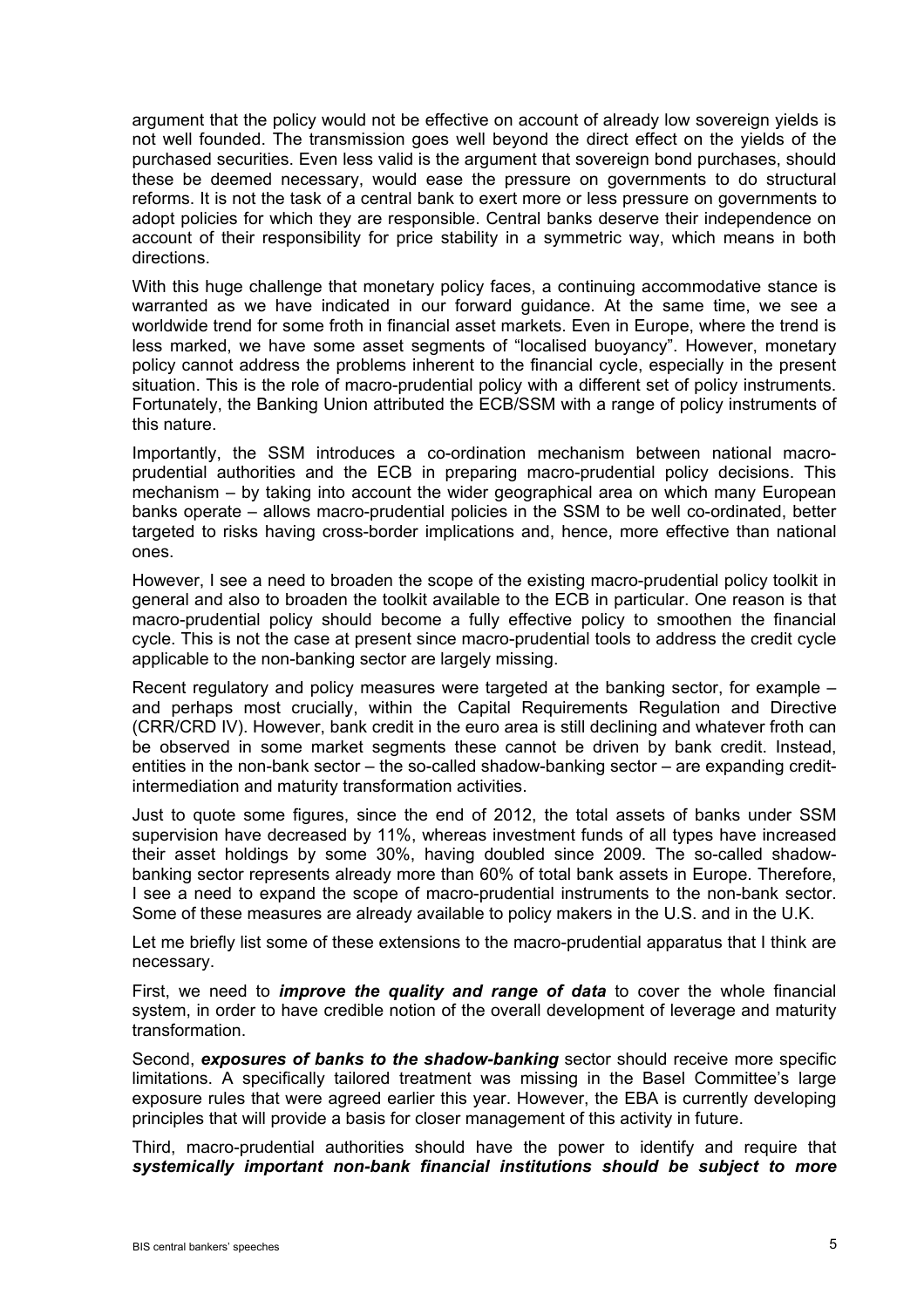argument that the policy would not be effective on account of already low sovereign yields is not well founded. The transmission goes well beyond the direct effect on the yields of the purchased securities. Even less valid is the argument that sovereign bond purchases, should these be deemed necessary, would ease the pressure on governments to do structural reforms. It is not the task of a central bank to exert more or less pressure on governments to adopt policies for which they are responsible. Central banks deserve their independence on account of their responsibility for price stability in a symmetric way, which means in both directions.

With this huge challenge that monetary policy faces, a continuing accommodative stance is warranted as we have indicated in our forward guidance. At the same time, we see a worldwide trend for some froth in financial asset markets. Even in Europe, where the trend is less marked, we have some asset segments of "localised buoyancy". However, monetary policy cannot address the problems inherent to the financial cycle, especially in the present situation. This is the role of macro-prudential policy with a different set of policy instruments. Fortunately, the Banking Union attributed the ECB/SSM with a range of policy instruments of this nature.

Importantly, the SSM introduces a co-ordination mechanism between national macro-prudential authorities and the ECB in preparing macro-prudential policy decisions. This mechanism – by taking into account the wider geographical area on which many European banks operate – allows macro-prudential policies in the SSM to be well co-ordinated, better targeted to risks having cross-border implications and, hence, more effective than national ones.

However, I see a need to broaden the scope of the existing macro-prudential policy toolkit in general and also to broaden the toolkit available to the ECB in particular. One reason is that macro-prudential policy should become a fully effective policy to smoothen the financial cycle. This is not the case at present since macro-prudential tools to address the credit cycle applicable to the non-banking sector are largely missing.

Recent regulatory and policy measures were targeted at the banking sector, for example – and perhaps most crucially, within the Capital Requirements Regulation and Directive (CRR/CRD IV). However, bank credit in the euro area is still declining and whatever froth can be observed in some market segments these cannot be driven by bank credit. Instead, entities in the non-bank sector – the so-called shadow-banking sector – are expanding credit-intermediation and maturity transformation activities.

Just to quote some figures, since the end of 2012, the total assets of banks under SSM supervision have decreased by 11%, whereas investment funds of all types have increased their asset holdings by some 30%, having doubled since 2009. The so-called shadow-banking sector represents already more than 60% of total bank assets in Europe. Therefore, I see a need to expand the scope of macro-prudential instruments to the non-bank sector. Some of these measures are already available to policy makers in the U.S. and in the U.K.

Let me briefly list some of these extensions to the macro-prudential apparatus that I think are necessary.

First, we need to ***improve the quality and range of data*** to cover the whole financial system, in order to have credible notion of the overall development of leverage and maturity transformation.

Second, ***exposures of banks to the shadow-banking*** sector should receive more specific limitations. A specifically tailored treatment was missing in the Basel Committee's large exposure rules that were agreed earlier this year. However, the EBA is currently developing principles that will provide a basis for closer management of this activity in future.

Third, macro-prudential authorities should have the power to identify and require that ***systemically important non-bank financial institutions should be subject to more***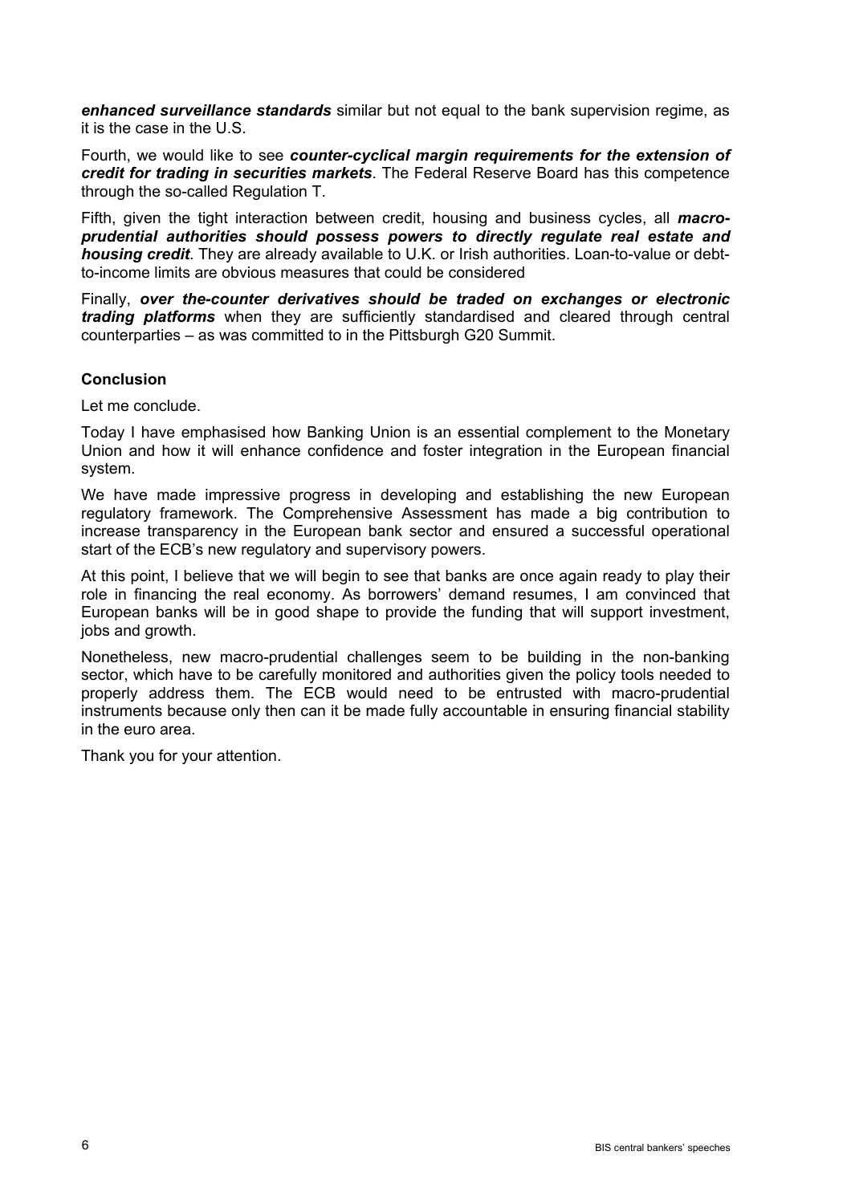***enhanced surveillance standards*** similar but not equal to the bank supervision regime, as it is the case in the U.S.

Fourth, we would like to see ***counter-cyclical margin requirements for the extension of credit for trading in securities markets***. The Federal Reserve Board has this competence through the so-called Regulation T.

Fifth, given the tight interaction between credit, housing and business cycles, all ***macro-prudential authorities should possess powers to directly regulate real estate and housing credit***. They are already available to U.K. or Irish authorities. Loan-to-value or debt-to-income limits are obvious measures that could be considered

Finally, ***over the-counter derivatives should be traded on exchanges or electronic trading platforms*** when they are sufficiently standardised and cleared through central counterparties – as was committed to in the Pittsburgh G20 Summit.

## Conclusion

Let me conclude.

Today I have emphasised how Banking Union is an essential complement to the Monetary Union and how it will enhance confidence and foster integration in the European financial system.

We have made impressive progress in developing and establishing the new European regulatory framework. The Comprehensive Assessment has made a big contribution to increase transparency in the European bank sector and ensured a successful operational start of the ECB's new regulatory and supervisory powers.

At this point, I believe that we will begin to see that banks are once again ready to play their role in financing the real economy. As borrowers' demand resumes, I am convinced that European banks will be in good shape to provide the funding that will support investment, jobs and growth.

Nonetheless, new macro-prudential challenges seem to be building in the non-banking sector, which have to be carefully monitored and authorities given the policy tools needed to properly address them. The ECB would need to be entrusted with macro-prudential instruments because only then can it be made fully accountable in ensuring financial stability in the euro area.

Thank you for your attention.